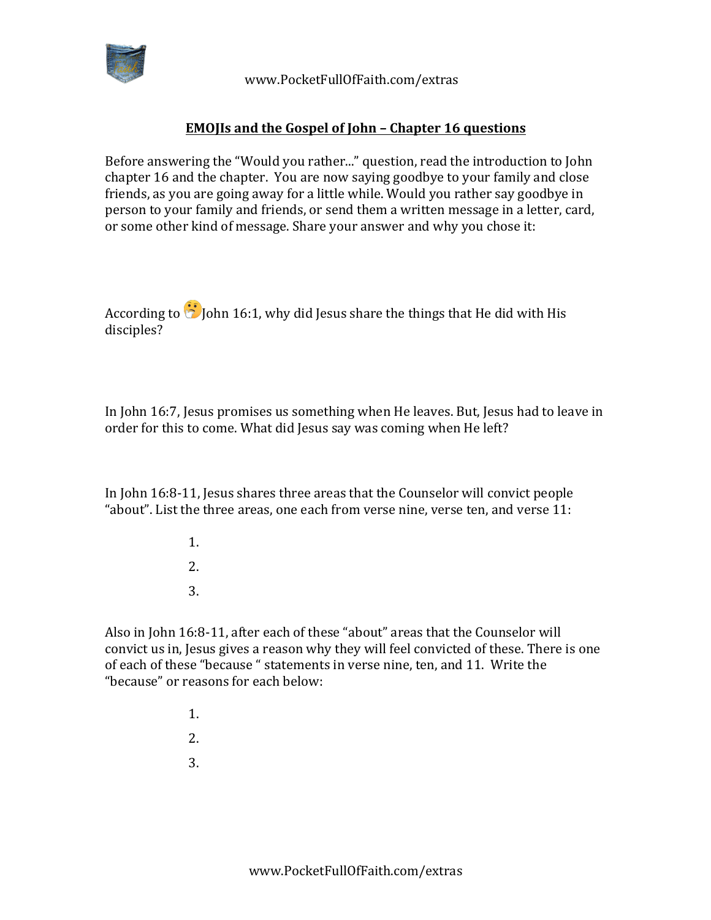## EMOJIs and the Gospel of John – Chapter 16 questions

Before answering the "Would you rather..." question, read the introduction to John chapter 16 and the chapter. You are now saying goodbye to your family and close friends, as you are going away for a little while. Would you rather say goodbye in person to your family and friends, or send them a written message in a letter, card, or some other kind of message. Share your answer and why you chose it:

According to 🤭John 16:1, why did Jesus share the things that He did with His disciples?

In John 16:7, Jesus promises us something when He leaves. But, Jesus had to leave in order for this to come. What did Jesus say was coming when He left?

In John 16:8-11, Jesus shares three areas that the Counselor will convict people "about". List the three areas, one each from verse nine, verse ten, and verse 11:

1.
2.
3.

Also in John 16:8-11, after each of these "about" areas that the Counselor will convict us in, Jesus gives a reason why they will feel convicted of these. There is one of each of these "because " statements in verse nine, ten, and 11. Write the "because" or reasons for each below:

1.
2.
3.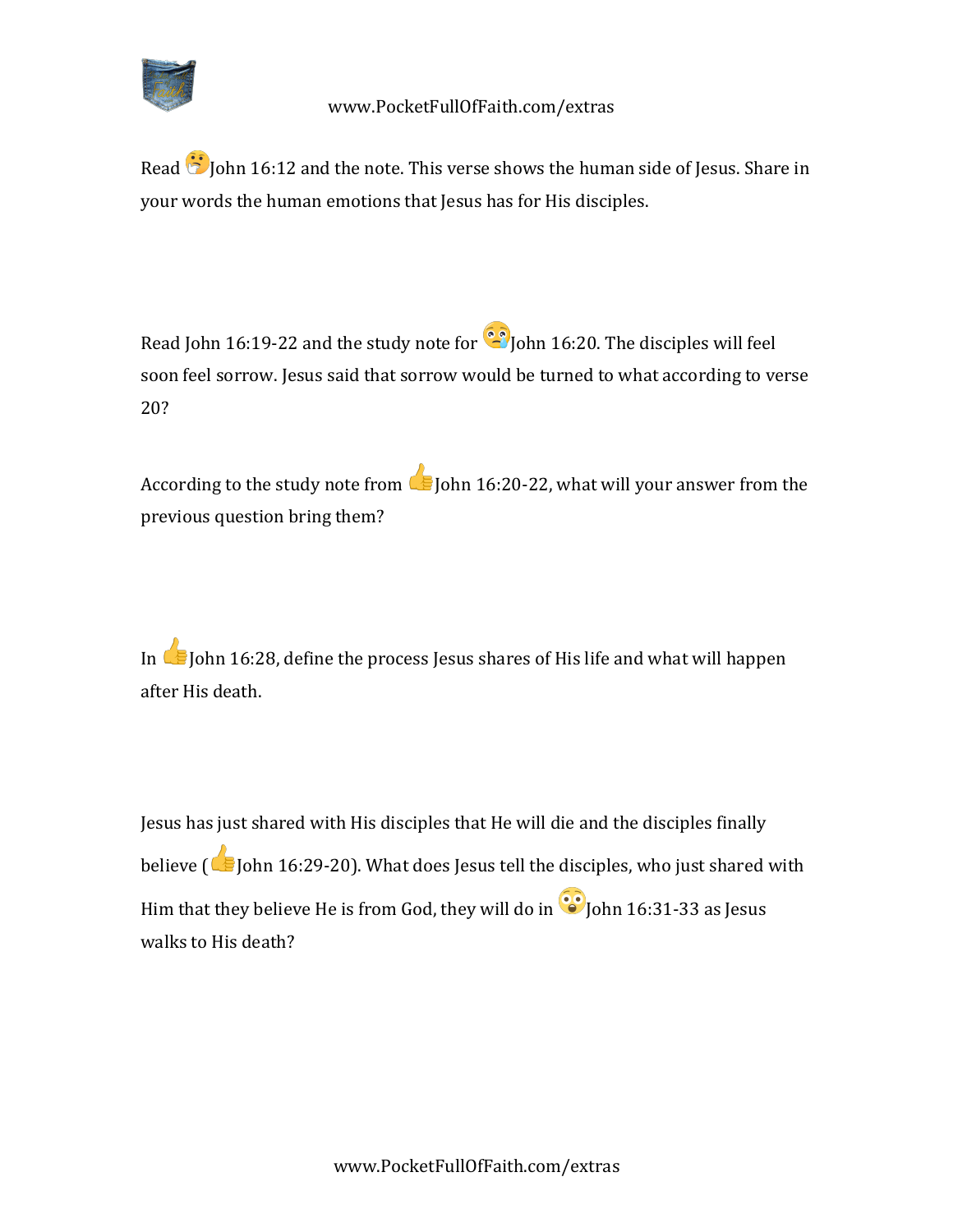Read 🤔John 16:12 and the note. This verse shows the human side of Jesus. Share in your words the human emotions that Jesus has for His disciples.

Read John 16:19-22 and the study note for 😢John 16:20. The disciples will feel soon feel sorrow. Jesus said that sorrow would be turned to what according to verse 20?

According to the study note from 👍John 16:20-22, what will your answer from the previous question bring them?

In 👍John 16:28, define the process Jesus shares of His life and what will happen after His death.

Jesus has just shared with His disciples that He will die and the disciples finally believe (👍John 16:29-20). What does Jesus tell the disciples, who just shared with Him that they believe He is from God, they will do in 😲John 16:31-33 as Jesus walks to His death?